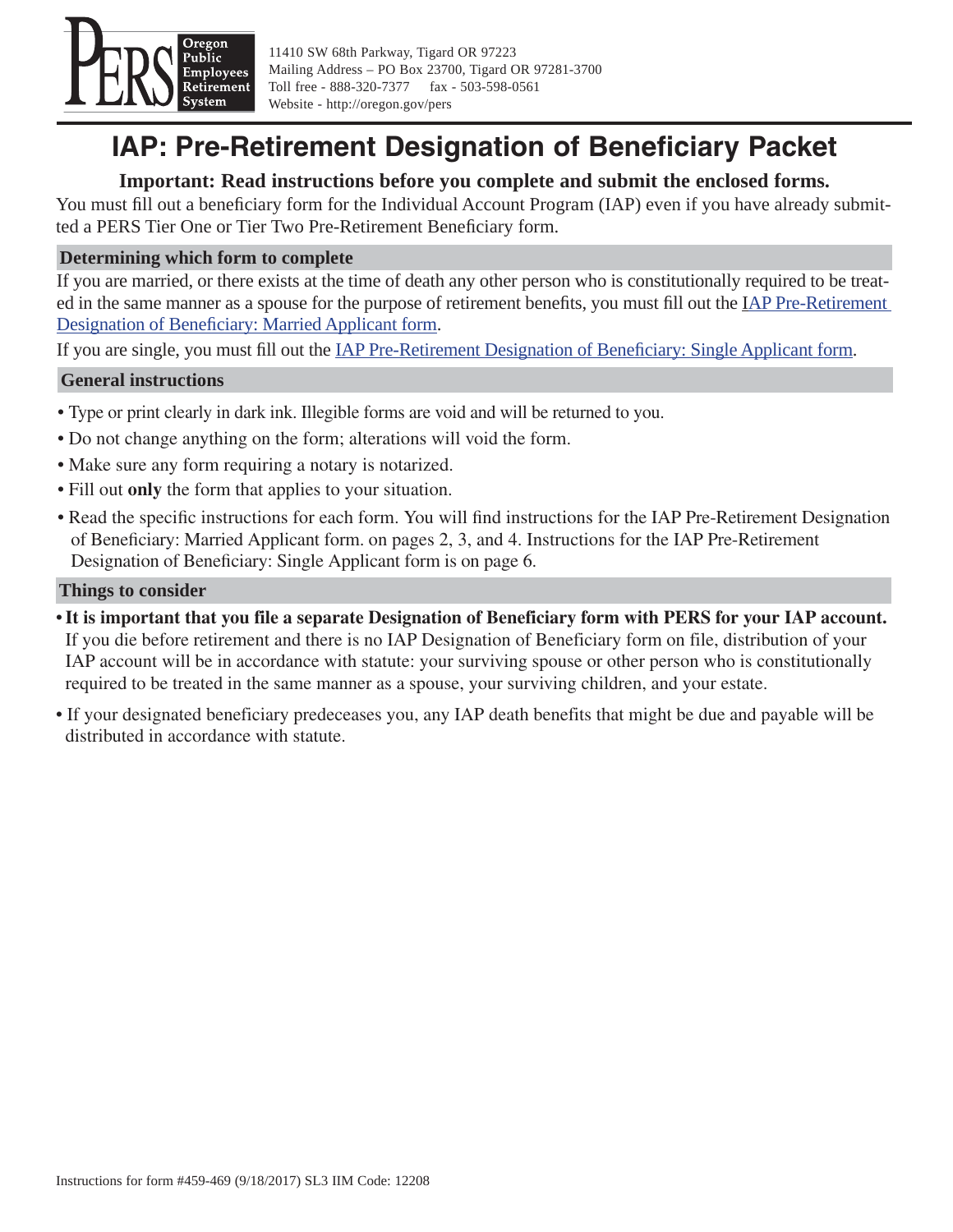PERS Oregon Public Employees Retirement System

11410 SW 68th Parkway, Tigard OR 97223
Mailing Address – PO Box 23700, Tigard OR 97281-3700
Toll free - 888-320-7377 fax - 503-598-0561
Website - http://oregon.gov/pers

# IAP: Pre-Retirement Designation of Beneficiary Packet

**Important: Read instructions before you complete and submit the enclosed forms.**

You must fill out a beneficiary form for the Individual Account Program (IAP) even if you have already submitted a PERS Tier One or Tier Two Pre-Retirement Beneficiary form.

## Determining which form to complete

If you are married, or there exists at the time of death any other person who is constitutionally required to be treated in the same manner as a spouse for the purpose of retirement benefits, you must fill out the IAP Pre-Retirement Designation of Beneficiary: Married Applicant form.

If you are single, you must fill out the IAP Pre-Retirement Designation of Beneficiary: Single Applicant form.

## General instructions

- Type or print clearly in dark ink. Illegible forms are void and will be returned to you.
- Do not change anything on the form; alterations will void the form.
- Make sure any form requiring a notary is notarized.
- Fill out **only** the form that applies to your situation.
- Read the specific instructions for each form. You will find instructions for the IAP Pre-Retirement Designation of Beneficiary: Married Applicant form. on pages 2, 3, and 4. Instructions for the IAP Pre-Retirement Designation of Beneficiary: Single Applicant form is on page 6.

## Things to consider

- **It is important that you file a separate Designation of Beneficiary form with PERS for your IAP account.** If you die before retirement and there is no IAP Designation of Beneficiary form on file, distribution of your IAP account will be in accordance with statute: your surviving spouse or other person who is constitutionally required to be treated in the same manner as a spouse, your surviving children, and your estate.
- If your designated beneficiary predeceases you, any IAP death benefits that might be due and payable will be distributed in accordance with statute.

Instructions for form #459-469 (9/18/2017) SL3 IIM Code: 12208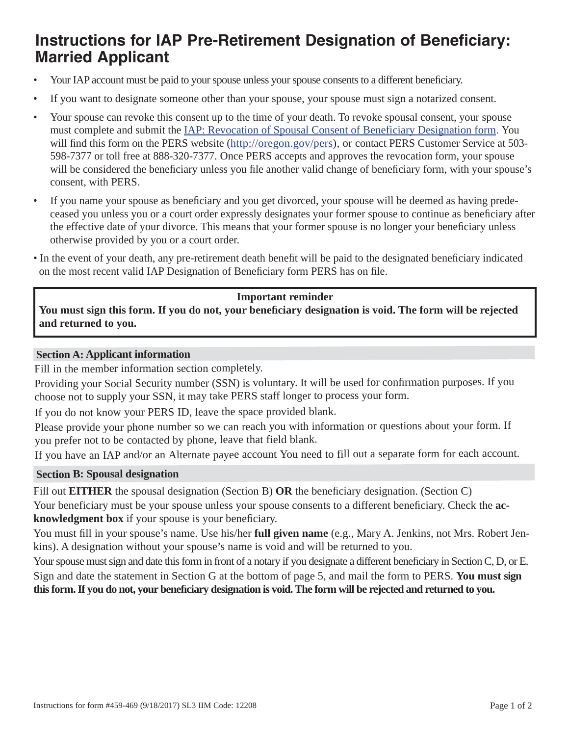# Instructions for IAP Pre-Retirement Designation of Beneficiary: Married Applicant

- Your IAP account must be paid to your spouse unless your spouse consents to a different beneficiary.
- If you want to designate someone other than your spouse, your spouse must sign a notarized consent.
- Your spouse can revoke this consent up to the time of your death. To revoke spousal consent, your spouse must complete and submit the [IAP: Revocation of Spousal Consent of Beneficiary Designation form](http://oregon.gov/pers). You will find this form on the PERS website ([http://oregon.gov/pers](http://oregon.gov/pers)), or contact PERS Customer Service at 503-598-7377 or toll free at 888-320-7377. Once PERS accepts and approves the revocation form, your spouse will be considered the beneficiary unless you file another valid change of beneficiary form, with your spouse's consent, with PERS.
- If you name your spouse as beneficiary and you get divorced, your spouse will be deemed as having predeceased you unless you or a court order expressly designates your former spouse to continue as beneficiary after the effective date of your divorce. This means that your former spouse is no longer your beneficiary unless otherwise provided by you or a court order.
- In the event of your death, any pre-retirement death benefit will be paid to the designated beneficiary indicated on the most recent valid IAP Designation of Beneficiary form PERS has on file.

> **Important reminder**
> **You must sign this form. If you do not, your beneficiary designation is void. The form will be rejected and returned to you.**

## Section A: Applicant information

Fill in the member information section completely.

Providing your Social Security number (SSN) is voluntary. It will be used for confirmation purposes. If you choose not to supply your SSN, it may take PERS staff longer to process your form.

If you do not know your PERS ID, leave the space provided blank.

Please provide your phone number so we can reach you with information or questions about your form. If you prefer not to be contacted by phone, leave that field blank.

If you have an IAP and/or an Alternate payee account You need to fill out a separate form for each account.

## Section B: Spousal designation

Fill out **EITHER** the spousal designation (Section B) **OR** the beneficiary designation. (Section C)

Your beneficiary must be your spouse unless your spouse consents to a different beneficiary. Check the **acknowledgment box** if your spouse is your beneficiary.

You must fill in your spouse's name. Use his/her **full given name** (e.g., Mary A. Jenkins, not Mrs. Robert Jenkins). A designation without your spouse's name is void and will be returned to you.

Your spouse must sign and date this form in front of a notary if you designate a different beneficiary in Section C, D, or E.

Sign and date the statement in Section G at the bottom of page 5, and mail the form to PERS. **You must sign this form. If you do not, your beneficiary designation is void. The form will be rejected and returned to you.**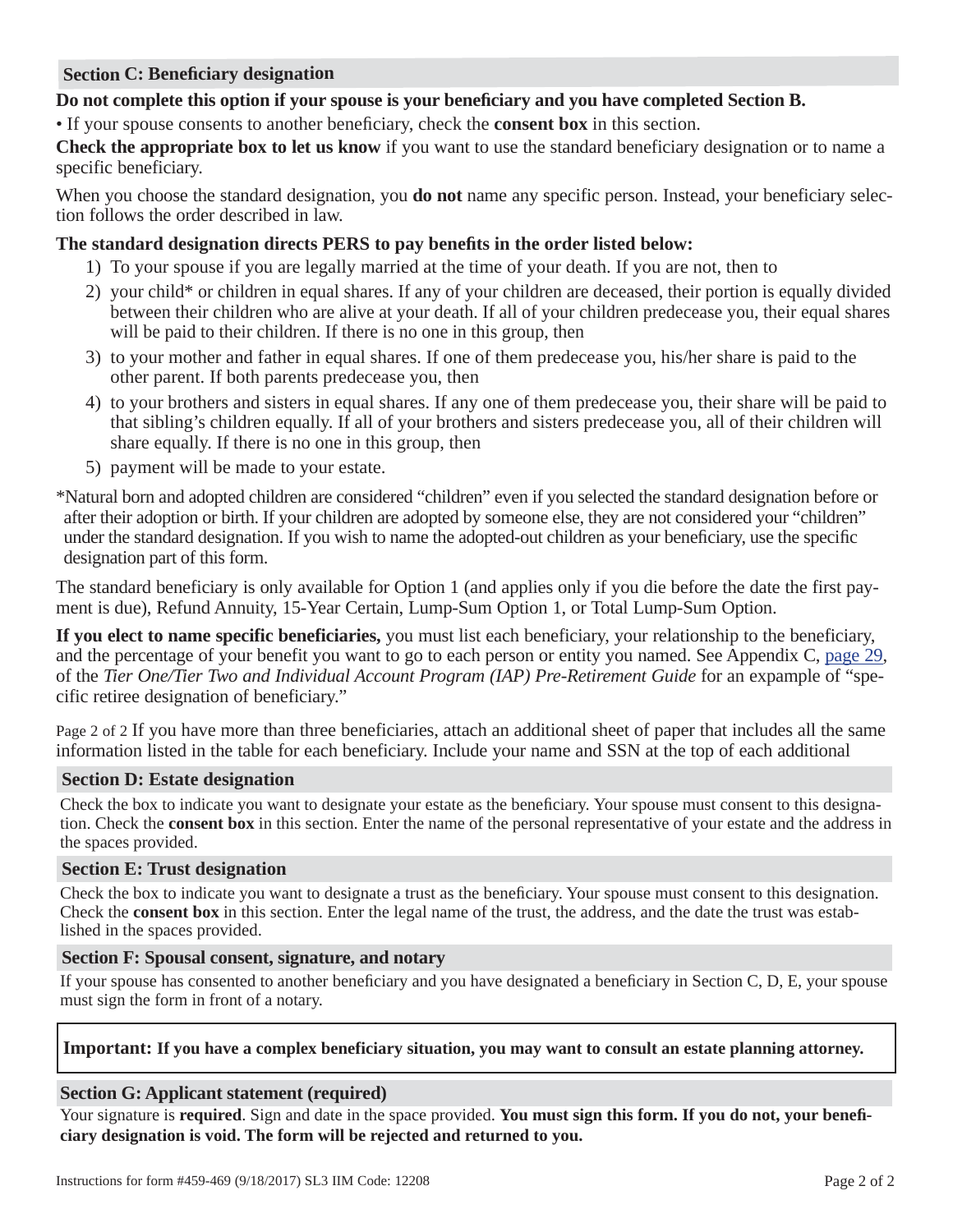## Section C: Beneficiary designation

**Do not complete this option if your spouse is your beneficiary and you have completed Section B.**

- If your spouse consents to another beneficiary, check the **consent box** in this section.

**Check the appropriate box to let us know** if you want to use the standard beneficiary designation or to name a specific beneficiary.

When you choose the standard designation, you **do not** name any specific person. Instead, your beneficiary selection follows the order described in law.

**The standard designation directs PERS to pay benefits in the order listed below:**

1) To your spouse if you are legally married at the time of your death. If you are not, then to
2) your child* or children in equal shares. If any of your children are deceased, their portion is equally divided between their children who are alive at your death. If all of your children predecease you, their equal shares will be paid to their children. If there is no one in this group, then
3) to your mother and father in equal shares. If one of them predecease you, his/her share is paid to the other parent. If both parents predecease you, then
4) to your brothers and sisters in equal shares. If any one of them predecease you, their share will be paid to that sibling's children equally. If all of your brothers and sisters predecease you, all of their children will share equally. If there is no one in this group, then
5) payment will be made to your estate.

*Natural born and adopted children are considered "children" even if you selected the standard designation before or after their adoption or birth. If your children are adopted by someone else, they are not considered your "children" under the standard designation. If you wish to name the adopted-out children as your beneficiary, use the specific designation part of this form.

The standard beneficiary is only available for Option 1 (and applies only if you die before the date the first payment is due), Refund Annuity, 15-Year Certain, Lump-Sum Option 1, or Total Lump-Sum Option.

**If you elect to name specific beneficiaries,** you must list each beneficiary, your relationship to the beneficiary, and the percentage of your benefit you want to go to each person or entity you named. See Appendix C, page 29, of the *Tier One/Tier Two and Individual Account Program (IAP) Pre-Retirement Guide* for an expample of "specific retiree designation of beneficiary."

Page 2 of 2 If you have more than three beneficiaries, attach an additional sheet of paper that includes all the same information listed in the table for each beneficiary. Include your name and SSN at the top of each additional

## Section D: Estate designation

Check the box to indicate you want to designate your estate as the beneficiary. Your spouse must consent to this designation. Check the **consent box** in this section. Enter the name of the personal representative of your estate and the address in the spaces provided.

## Section E: Trust designation

Check the box to indicate you want to designate a trust as the beneficiary. Your spouse must consent to this designation. Check the **consent box** in this section. Enter the legal name of the trust, the address, and the date the trust was established in the spaces provided.

## Section F: Spousal consent, signature, and notary

If your spouse has consented to another beneficiary and you have designated a beneficiary in Section C, D, E, your spouse must sign the form in front of a notary.

**Important: If you have a complex beneficiary situation, you may want to consult an estate planning attorney.**

## Section G: Applicant statement (required)

Your signature is **required**. Sign and date in the space provided. **You must sign this form. If you do not, your beneficiary designation is void. The form will be rejected and returned to you.**

Instructions for form #459-469 (9/18/2017) SL3 IIM Code: 12208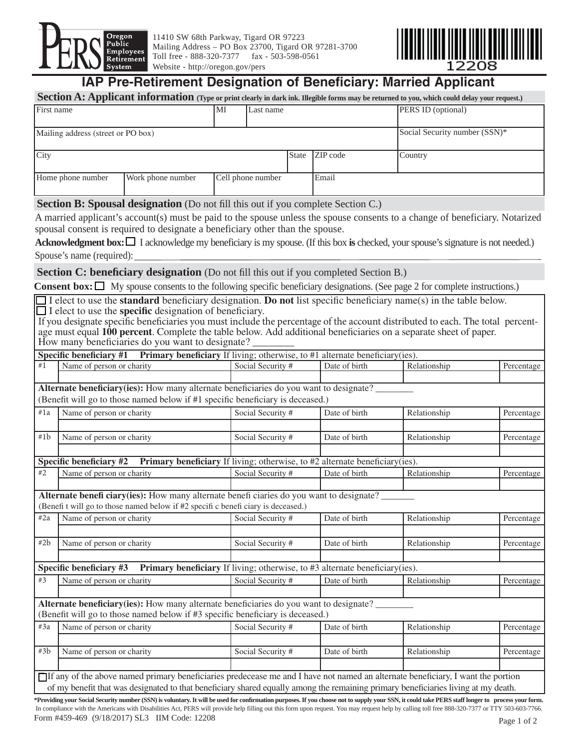PERS Oregon Public Employees Retirement System

11410 SW 68th Parkway, Tigard OR 97223
Mailing Address – PO Box 23700, Tigard OR 97281-3700
Toll free - 888-320-7377 fax - 503-598-0561
Website - http://oregon.gov/pers

12208

# IAP Pre-Retirement Designation of Beneficiary: Married Applicant

## Section A: Applicant information (Type or print clearly in dark ink. Illegible forms may be returned to you, which could delay your request.)

| First name | MI | Last name | | PERS ID (optional) |
|---|---|---|---|---|
| Mailing address (street or PO box) | | | | Social Security number (SSN)* |
| City | | State | ZIP code | Country |
| Home phone number | Work phone number | Cell phone number | Email | |

## Section B: Spousal designation (Do not fill this out if you complete Section C.)

A married applicant's account(s) must be paid to the spouse unless the spouse consents to a change of beneficiary. Notarized spousal consent is required to designate a beneficiary other than the spouse.

**Acknowledgment box:** ☐ I acknowledge my beneficiary is my spouse. (If this box **is** checked, your spouse's signature is not needed.)

Spouse's name (required): ____________________

## Section C: beneficiary designation (Do not fill this out if you completed Section B.)

**Consent box:** ☐ My spouse consents to the following specific beneficiary designations. (See page 2 for complete instructions.)

☐ I elect to use the **standard** beneficiary designation. **Do not** list specific beneficiary name(s) in the table below.
☐ I elect to use the **specific** designation of beneficiary.
If you designate specific beneficiaries you must include the percentage of the account distributed to each. The total percentage must equal **100 percent**. Complete the table below. Add additional beneficiaries on a separate sheet of paper.
How many beneficiaries do you want to designate? ________

**Specific beneficiary #1** **Primary beneficiary** If living; otherwise, to #1 alternate beneficiary(ies).

| #1 | Name of person or charity | Social Security # | Date of birth | Relationship | Percentage |
|---|---|---|---|---|---|
| | | | | | |

**Alternate beneficiary(ies):** How many alternate beneficiaries do you want to designate? ________
(Benefit will go to those named below if #1 specific beneficiary is deceased.)

| # | Name of person or charity | Social Security # | Date of birth | Relationship | Percentage |
|---|---|---|---|---|---|
| #1a | | | | | |
| #1b | | | | | |

**Specific beneficiary #2** **Primary beneficiary** If living; otherwise, to #2 alternate beneficiary(ies).

| #2 | Name of person or charity | Social Security # | Date of birth | Relationship | Percentage |
|---|---|---|---|---|---|
| | | | | | |

**Alternate beneficiary(ies):** How many alternate beneficiaries do you want to designate? _______
(Benefit will go to those named below if #2 specific beneficiary is deceased.)

| # | Name of person or charity | Social Security # | Date of birth | Relationship | Percentage |
|---|---|---|---|---|---|
| #2a | | | | | |
| #2b | | | | | |

**Specific beneficiary #3** **Primary beneficiary** If living; otherwise, to #3 alternate beneficiary(ies).

| #3 | Name of person or charity | Social Security # | Date of birth | Relationship | Percentage |
|---|---|---|---|---|---|
| | | | | | |

**Alternate beneficiary(ies):** How many alternate beneficiaries do you want to designate? ________
(Benefit will go to those named below if #3 specific beneficiary is deceased.)

| # | Name of person or charity | Social Security # | Date of birth | Relationship | Percentage |
|---|---|---|---|---|---|
| #3a | | | | | |
| #3b | | | | | |

☐ If any of the above named primary beneficiaries predecease me and I have not named an alternate beneficiary, I want the portion of my benefit that was designated to that beneficiary shared equally among the remaining primary beneficiaries living at my death.

***Providing your Social Security number (SSN) is voluntary. It will be used for confirmation purposes. If you choose not to supply your SSN, it could take PERS staff longer to process your form.**
In compliance with the Americans with Disabilities Act, PERS will provide help filling out this form upon request. You may request help by calling toll free 888-320-7377 or TTY 503-603-7766.

Form #459-469 (9/18/2017) SL3 IIM Code: 12208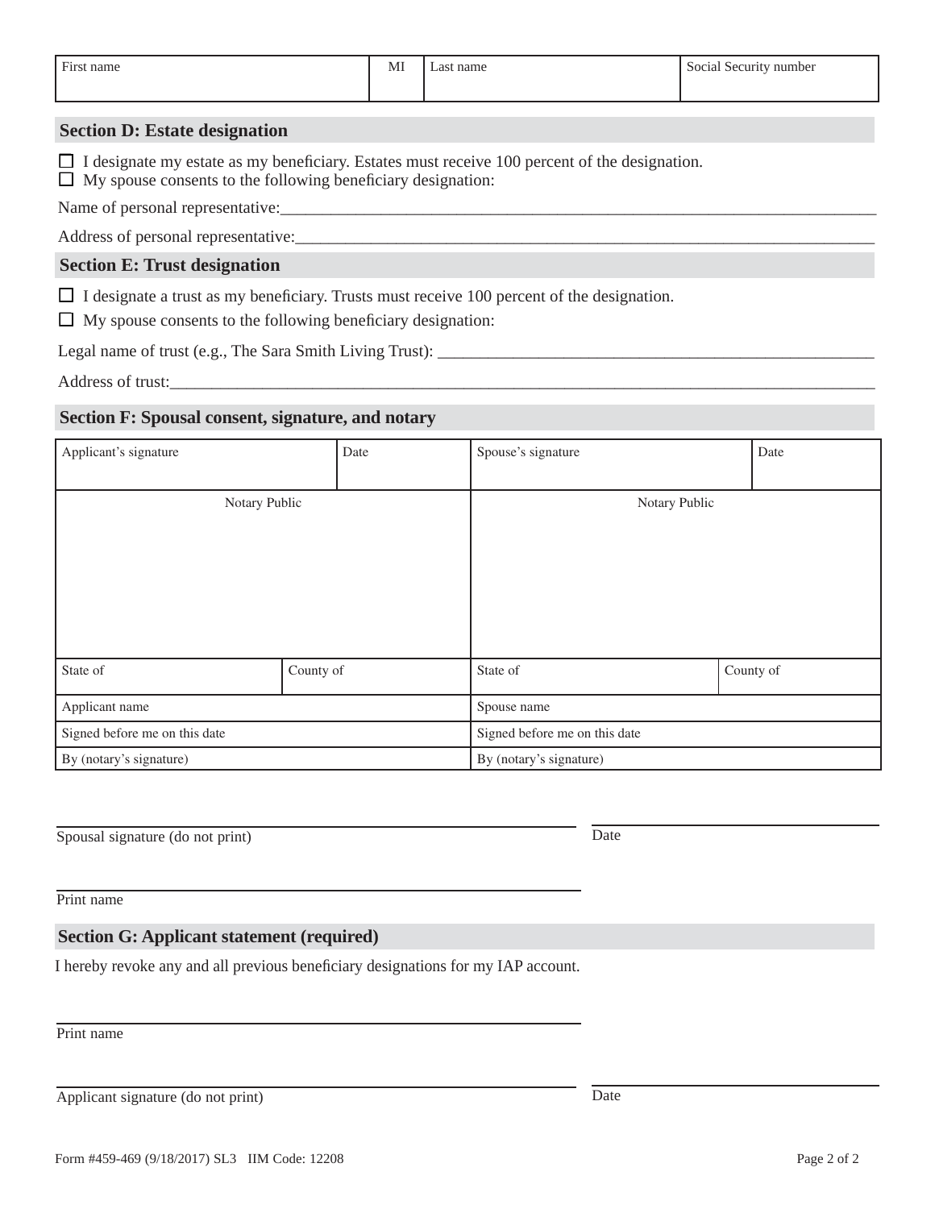| First name | MI | Last name | Social Security number |
|---|---|---|---|
| | | | |

## Section D: Estate designation

☐ I designate my estate as my beneficiary. Estates must receive 100 percent of the designation.
☐ My spouse consents to the following beneficiary designation:

Name of personal representative:_______________________________________________________________________

Address of personal representative:_____________________________________________________________________

## Section E: Trust designation

☐ I designate a trust as my beneficiary. Trusts must receive 100 percent of the designation.

☐ My spouse consents to the following beneficiary designation:

Legal name of trust (e.g., The Sara Smith Living Trust): ____________________________________________________

Address of trust:_____________________________________________________________________________________

## Section F: Spousal consent, signature, and notary

| Applicant's signature | Date | Spouse's signature | Date |
|---|---|---|---|
| Notary Public | | Notary Public | |
| State of | County of | State of | County of |
| Applicant name | | Spouse name | |
| Signed before me on this date | | Signed before me on this date | |
| By (notary's signature) | | By (notary's signature) | |

_______________________________________________ _______________________________
Spousal signature (do not print) Date

_______________________________________________
Print name

## Section G: Applicant statement (required)

I hereby revoke any and all previous beneficiary designations for my IAP account.

_______________________________________________
Print name

_______________________________________________ _______________________________
Applicant signature (do not print) Date

Form #459-469 (9/18/2017) SL3 IIM Code: 12208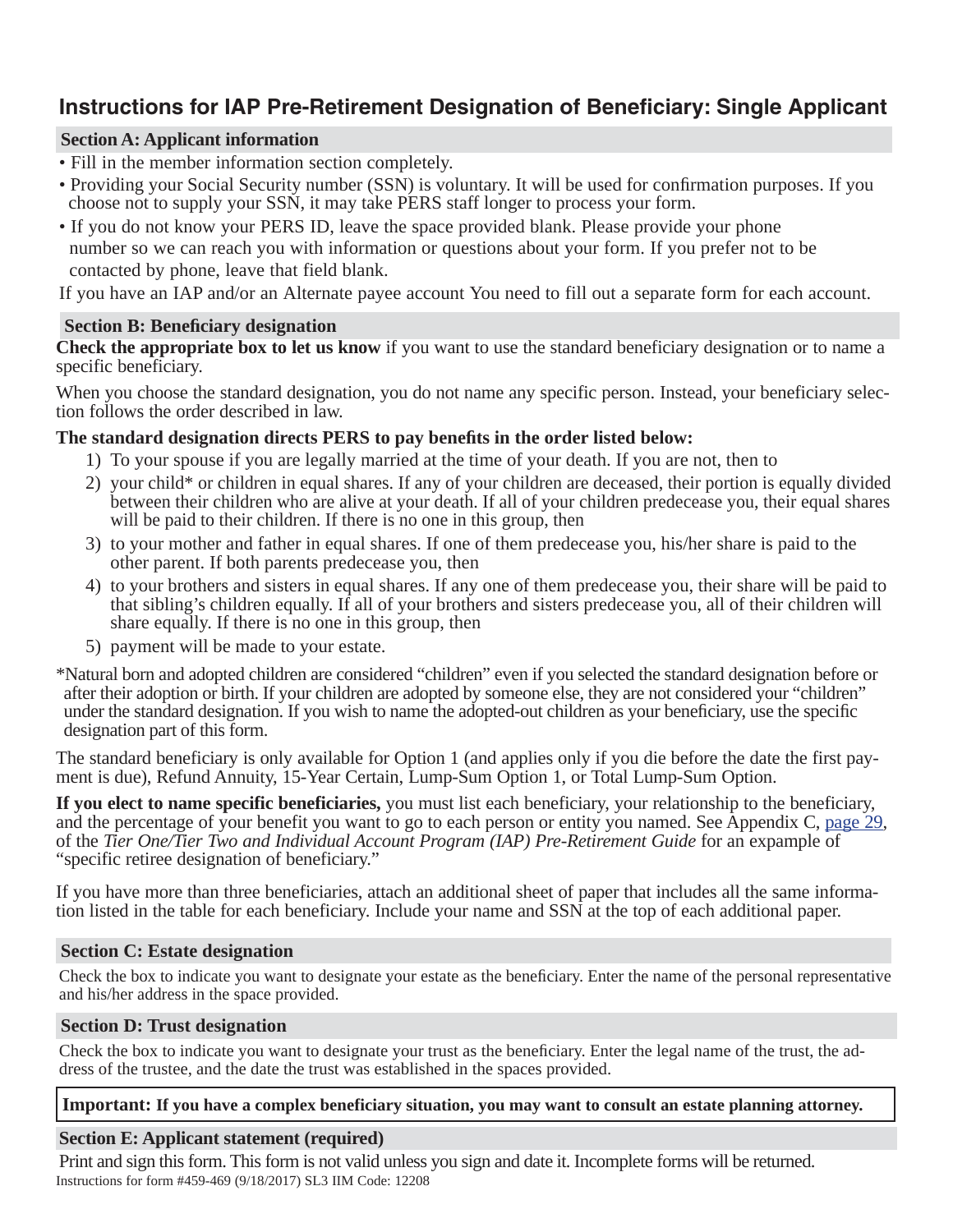# Instructions for IAP Pre-Retirement Designation of Beneficiary: Single Applicant

## Section A: Applicant information

- Fill in the member information section completely.
- Providing your Social Security number (SSN) is voluntary. It will be used for confirmation purposes. If you choose not to supply your SSN, it may take PERS staff longer to process your form.
- If you do not know your PERS ID, leave the space provided blank. Please provide your phone number so we can reach you with information or questions about your form. If you prefer not to be contacted by phone, leave that field blank.

If you have an IAP and/or an Alternate payee account You need to fill out a separate form for each account.

## Section B: Beneficiary designation

**Check the appropriate box to let us know** if you want to use the standard beneficiary designation or to name a specific beneficiary.

When you choose the standard designation, you do not name any specific person. Instead, your beneficiary selection follows the order described in law.

**The standard designation directs PERS to pay benefits in the order listed below:**

1) To your spouse if you are legally married at the time of your death. If you are not, then to
2) your child* or children in equal shares. If any of your children are deceased, their portion is equally divided between their children who are alive at your death. If all of your children predecease you, their equal shares will be paid to their children. If there is no one in this group, then
3) to your mother and father in equal shares. If one of them predecease you, his/her share is paid to the other parent. If both parents predecease you, then
4) to your brothers and sisters in equal shares. If any one of them predecease you, their share will be paid to that sibling's children equally. If all of your brothers and sisters predecease you, all of their children will share equally. If there is no one in this group, then
5) payment will be made to your estate.

*Natural born and adopted children are considered "children" even if you selected the standard designation before or after their adoption or birth. If your children are adopted by someone else, they are not considered your "children" under the standard designation. If you wish to name the adopted-out children as your beneficiary, use the specific designation part of this form.

The standard beneficiary is only available for Option 1 (and applies only if you die before the date the first payment is due), Refund Annuity, 15-Year Certain, Lump-Sum Option 1, or Total Lump-Sum Option.

**If you elect to name specific beneficiaries,** you must list each beneficiary, your relationship to the beneficiary, and the percentage of your benefit you want to go to each person or entity you named. See Appendix C, page 29, of the *Tier One/Tier Two and Individual Account Program (IAP) Pre-Retirement Guide* for an expample of "specific retiree designation of beneficiary."

If you have more than three beneficiaries, attach an additional sheet of paper that includes all the same information listed in the table for each beneficiary. Include your name and SSN at the top of each additional paper.

## Section C: Estate designation

Check the box to indicate you want to designate your estate as the beneficiary. Enter the name of the personal representative and his/her address in the space provided.

## Section D: Trust designation

Check the box to indicate you want to designate your trust as the beneficiary. Enter the legal name of the trust, the address of the trustee, and the date the trust was established in the spaces provided.

**Important: If you have a complex beneficiary situation, you may want to consult an estate planning attorney.**

## Section E: Applicant statement (required)

Print and sign this form. This form is not valid unless you sign and date it. Incomplete forms will be returned.

Instructions for form #459-469 (9/18/2017) SL3 IIM Code: 12208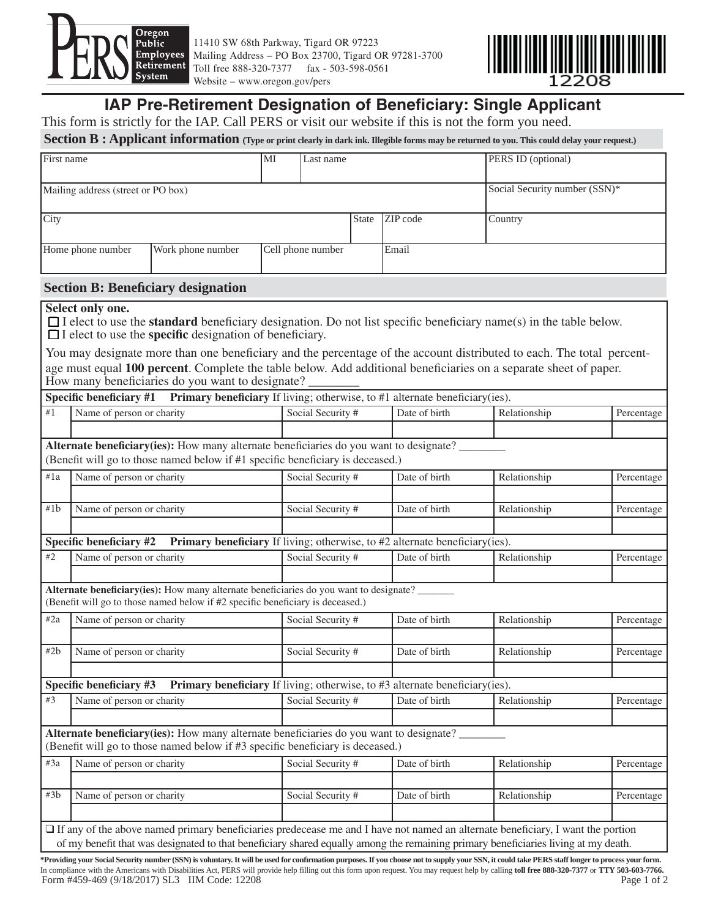PERS Oregon Public Employees Retirement System

11410 SW 68th Parkway, Tigard OR 97223
Mailing Address – PO Box 23700, Tigard OR 97281-3700
Toll free 888-320-7377 fax - 503-598-0561
Website – www.oregon.gov/pers

12208

# IAP Pre-Retirement Designation of Beneficiary: Single Applicant

This form is strictly for the IAP. Call PERS or visit our website if this is not the form you need.

## Section B : Applicant information (Type or print clearly in dark ink. Illegible forms may be returned to you. This could delay your request.)

| First name | MI | Last name | PERS ID (optional) |
|---|---|---|---|
| | | | |

| Mailing address (street or PO box) | Social Security number (SSN)* |
|---|---|
| | |

| City | State | ZIP code | Country |
|---|---|---|---|
| | | | |

| Home phone number | Work phone number | Cell phone number | Email |
|---|---|---|---|
| | | | |

## Section B: Beneficiary designation

**Select only one.**

☐ I elect to use the **standard** beneficiary designation. Do not list specific beneficiary name(s) in the table below.
☐ I elect to use the **specific** designation of beneficiary.

You may designate more than one beneficiary and the percentage of the account distributed to each. The total percentage must equal **100 percent**. Complete the table below. Add additional beneficiaries on a separate sheet of paper.
How many beneficiaries do you want to designate? ________

**Specific beneficiary #1 Primary beneficiary** If living; otherwise, to #1 alternate beneficiary(ies).

| # | Name of person or charity | Social Security # | Date of birth | Relationship | Percentage |
|---|---|---|---|---|---|
| #1 | | | | | |

**Alternate beneficiary(ies):** How many alternate beneficiaries do you want to designate? ________
(Benefit will go to those named below if #1 specific beneficiary is deceased.)

| # | Name of person or charity | Social Security # | Date of birth | Relationship | Percentage |
|---|---|---|---|---|---|
| #1a | | | | | |
| #1b | | | | | |

**Specific beneficiary #2 Primary beneficiary** If living; otherwise, to #2 alternate beneficiary(ies).

| # | Name of person or charity | Social Security # | Date of birth | Relationship | Percentage |
|---|---|---|---|---|---|
| #2 | | | | | |

**Alternate beneficiary(ies):** How many alternate beneficiaries do you want to designate? _______
(Benefit will go to those named below if #2 specific beneficiary is deceased.)

| # | Name of person or charity | Social Security # | Date of birth | Relationship | Percentage |
|---|---|---|---|---|---|
| #2a | | | | | |
| #2b | | | | | |

**Specific beneficiary #3 Primary beneficiary** If living; otherwise, to #3 alternate beneficiary(ies).

| # | Name of person or charity | Social Security # | Date of birth | Relationship | Percentage |
|---|---|---|---|---|---|
| #3 | | | | | |

**Alternate beneficiary(ies):** How many alternate beneficiaries do you want to designate? ________
(Benefit will go to those named below if #3 specific beneficiary is deceased.)

| # | Name of person or charity | Social Security # | Date of birth | Relationship | Percentage |
|---|---|---|---|---|---|
| #3a | | | | | |
| #3b | | | | | |

❑ If any of the above named primary beneficiaries predecease me and I have not named an alternate beneficiary, I want the portion of my benefit that was designated to that beneficiary shared equally among the remaining primary beneficiaries living at my death.

**\*Providing your Social Security number (SSN) is voluntary. It will be used for confirmation purposes. If you choose not to supply your SSN, it could take PERS staff longer to process your form.**
In compliance with the Americans with Disabilities Act, PERS will provide help filling out this form upon request. You may request help by calling **toll free 888-320-7377** or **TTY 503-603-7766.**
Form #459-469 (9/18/2017) SL3 IIM Code: 12208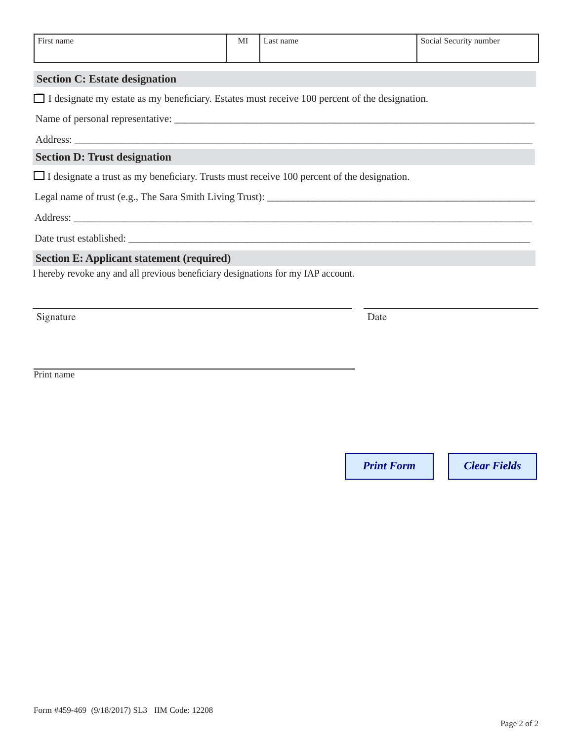| First name | MI | Last name | Social Security number |
|---|---|---|---|
| | | | |

## Section C: Estate designation

☐ I designate my estate as my beneficiary. Estates must receive 100 percent of the designation.

Name of personal representative: ____________________________________________

Address: ____________________________________________

## Section D: Trust designation

☐ I designate a trust as my beneficiary. Trusts must receive 100 percent of the designation.

Legal name of trust (e.g., The Sara Smith Living Trust): ____________________________________________

Address: ____________________________________________

Date trust established: ____________________________________________

## Section E: Applicant statement (required)

I hereby revoke any and all previous beneficiary designations for my IAP account.

____________________________________________ ____________________

Signature Date

____________________________________________

Print name

**_Print Form_** **_Clear Fields_**

Form #459-469 (9/18/2017) SL3 IIM Code: 12208